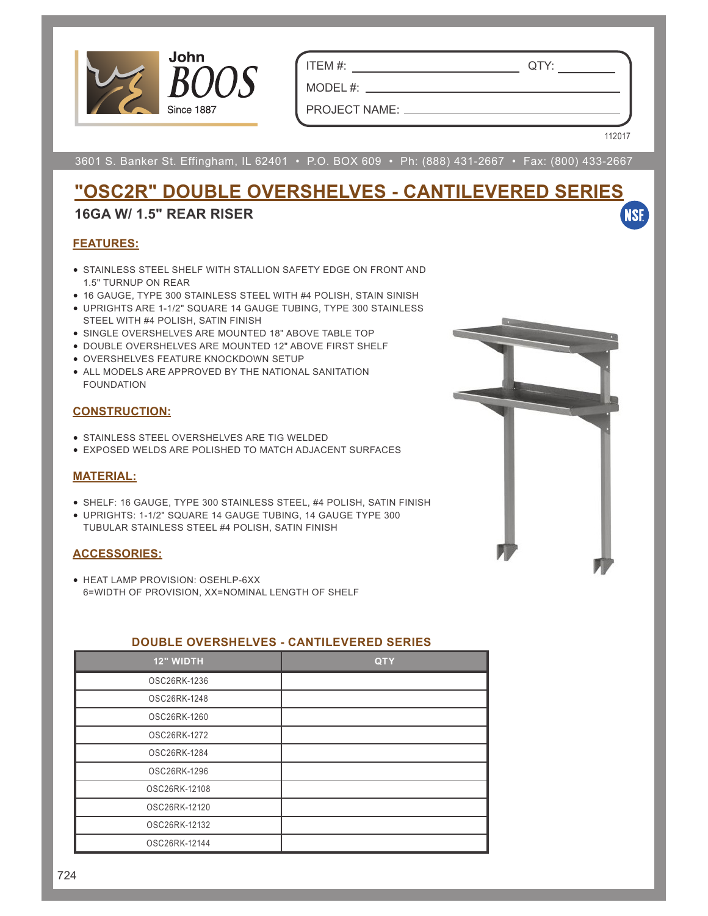John BOOS
Since 1887

ITEM #: ____________ QTY: ________

MODEL #: ____________

PROJECT NAME: ____________

112017

3601 S. Banker St. Effingham, IL 62401 • P.O. BOX 609 • Ph: (888) 431-2667 • Fax: (800) 433-2667

# "OSC2R" DOUBLE OVERSHELVES - CANTILEVERED SERIES

## 16GA W/ 1.5" REAR RISER

NSF

### FEATURES:

- STAINLESS STEEL SHELF WITH STALLION SAFETY EDGE ON FRONT AND 1.5" TURNUP ON REAR
- 16 GAUGE, TYPE 300 STAINLESS STEEL WITH #4 POLISH, STAIN SINISH
- UPRIGHTS ARE 1-1/2" SQUARE 14 GAUGE TUBING, TYPE 300 STAINLESS STEEL WITH #4 POLISH, SATIN FINISH
- SINGLE OVERSHELVES ARE MOUNTED 18" ABOVE TABLE TOP
- DOUBLE OVERSHELVES ARE MOUNTED 12" ABOVE FIRST SHELF
- OVERSHELVES FEATURE KNOCKDOWN SETUP
- ALL MODELS ARE APPROVED BY THE NATIONAL SANITATION FOUNDATION

### CONSTRUCTION:

- STAINLESS STEEL OVERSHELVES ARE TIG WELDED
- EXPOSED WELDS ARE POLISHED TO MATCH ADJACENT SURFACES

### MATERIAL:

- SHELF: 16 GAUGE, TYPE 300 STAINLESS STEEL, #4 POLISH, SATIN FINISH
- UPRIGHTS: 1-1/2" SQUARE 14 GAUGE TUBING, 14 GAUGE TYPE 300 TUBULAR STAINLESS STEEL #4 POLISH, SATIN FINISH

### ACCESSORIES:

- HEAT LAMP PROVISION: OSEHLP-6XX
  6=WIDTH OF PROVISION, XX=NOMINAL LENGTH OF SHELF

### DOUBLE OVERSHELVES - CANTILEVERED SERIES

| 12" WIDTH | QTY |
|---|---|
| OSC26RK-1236 | |
| OSC26RK-1248 | |
| OSC26RK-1260 | |
| OSC26RK-1272 | |
| OSC26RK-1284 | |
| OSC26RK-1296 | |
| OSC26RK-12108 | |
| OSC26RK-12120 | |
| OSC26RK-12132 | |
| OSC26RK-12144 | |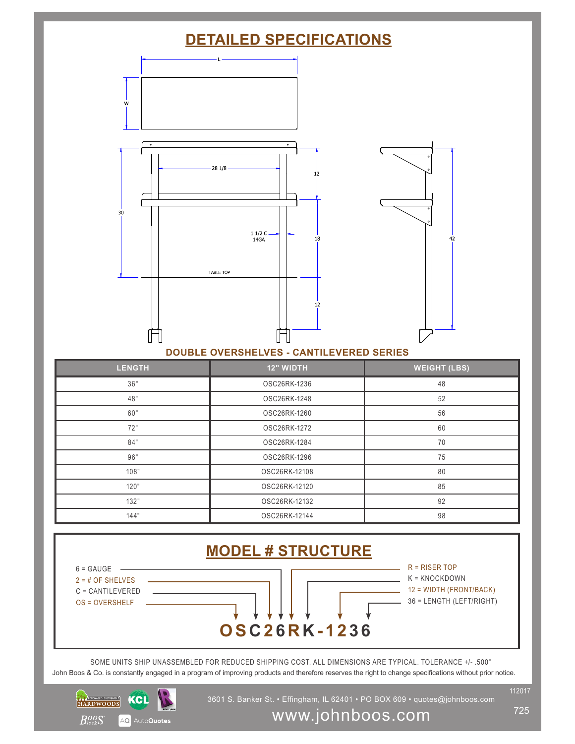# DETAILED SPECIFICATIONS

L

W

28 1/8

12

30

1 1/2 C
14GA

18

42

TABLE TOP

12

## DOUBLE OVERSHELVES - CANTILEVERED SERIES

| LENGTH | 12" WIDTH | WEIGHT (LBS) |
|---|---|---|
| 36" | OSC26RK-1236 | 48 |
| 48" | OSC26RK-1248 | 52 |
| 60" | OSC26RK-1260 | 56 |
| 72" | OSC26RK-1272 | 60 |
| 84" | OSC26RK-1284 | 70 |
| 96" | OSC26RK-1296 | 75 |
| 108" | OSC26RK-12108 | 80 |
| 120" | OSC26RK-12120 | 85 |
| 132" | OSC26RK-12132 | 92 |
| 144" | OSC26RK-12144 | 98 |

## MODEL # STRUCTURE

6 = GAUGE
2 = # OF SHELVES
C = CANTILEVERED
OS = OVERSHELF

R = RISER TOP
K = KNOCKDOWN
12 = WIDTH (FRONT/BACK)
36 = LENGTH (LEFT/RIGHT)

**OSC26RK-1236**

SOME UNITS SHIP UNASSEMBLED FOR REDUCED SHIPPING COST. ALL DIMENSIONS ARE TYPICAL. TOLERANCE +/- .500"

John Boos & Co. is constantly engaged in a program of improving products and therefore reserves the right to change specifications without prior notice.

3601 S. Banker St. • Effingham, IL 62401 • PO BOX 609 • quotes@johnboos.com

www.johnboos.com

112017